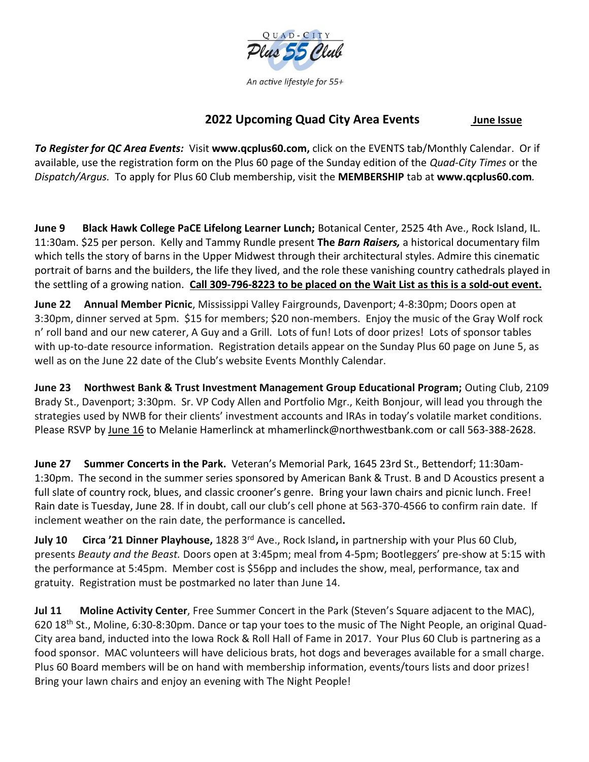Quad-City Plus 55 Club

*An active lifestyle for 55+*

## 2022 Upcoming Quad City Area Events

**June Issue**

***To Register for QC Area Events:*** Visit **www.qcplus60.com,** click on the EVENTS tab/Monthly Calendar. Or if available, use the registration form on the Plus 60 page of the Sunday edition of the *Quad-City Times* or the *Dispatch/Argus.* To apply for Plus 60 Club membership, visit the **MEMBERSHIP** tab at **www.qcplus60.com***.*

**June 9 Black Hawk College PaCE Lifelong Learner Lunch;** Botanical Center, 2525 4th Ave., Rock Island, IL. 11:30am. $25 per person. Kelly and Tammy Rundle present **The *Barn Raisers,*** a historical documentary film which tells the story of barns in the Upper Midwest through their architectural styles. Admire this cinematic portrait of barns and the builders, the life they lived, and the role these vanishing country cathedrals played in the settling of a growing nation. **Call 309-796-8223 to be placed on the Wait List as this is a sold-out event.**

**June 22 Annual Member Picnic**, Mississippi Valley Fairgrounds, Davenport; 4-8:30pm; Doors open at 3:30pm, dinner served at 5pm. $15 for members; $20 non-members. Enjoy the music of the Gray Wolf rock n' roll band and our new caterer, A Guy and a Grill. Lots of fun! Lots of door prizes! Lots of sponsor tables with up-to-date resource information. Registration details appear on the Sunday Plus 60 page on June 5, as well as on the June 22 date of the Club's website Events Monthly Calendar.

**June 23 Northwest Bank & Trust Investment Management Group Educational Program;** Outing Club, 2109 Brady St., Davenport; 3:30pm. Sr. VP Cody Allen and Portfolio Mgr., Keith Bonjour, will lead you through the strategies used by NWB for their clients' investment accounts and IRAs in today's volatile market conditions. Please RSVP by June 16 to Melanie Hamerlinck at mhamerlinck@northwestbank.com or call 563-388-2628.

**June 27 Summer Concerts in the Park.** Veteran's Memorial Park, 1645 23rd St., Bettendorf; 11:30am-1:30pm. The second in the summer series sponsored by American Bank & Trust. B and D Acoustics present a full slate of country rock, blues, and classic crooner's genre. Bring your lawn chairs and picnic lunch. Free! Rain date is Tuesday, June 28. If in doubt, call our club's cell phone at 563-370-4566 to confirm rain date. If inclement weather on the rain date, the performance is cancelled**.**

**July 10 Circa '21 Dinner Playhouse,** 1828 3rd Ave., Rock Island**,** in partnership with your Plus 60 Club, presents *Beauty and the Beast.* Doors open at 3:45pm; meal from 4-5pm; Bootleggers' pre-show at 5:15 with the performance at 5:45pm. Member cost is $56pp and includes the show, meal, performance, tax and gratuity. Registration must be postmarked no later than June 14.

**Jul 11 Moline Activity Center**, Free Summer Concert in the Park (Steven's Square adjacent to the MAC), 620 18th St., Moline, 6:30-8:30pm. Dance or tap your toes to the music of The Night People, an original Quad-City area band, inducted into the Iowa Rock & Roll Hall of Fame in 2017. Your Plus 60 Club is partnering as a food sponsor. MAC volunteers will have delicious brats, hot dogs and beverages available for a small charge. Plus 60 Board members will be on hand with membership information, events/tours lists and door prizes! Bring your lawn chairs and enjoy an evening with The Night People!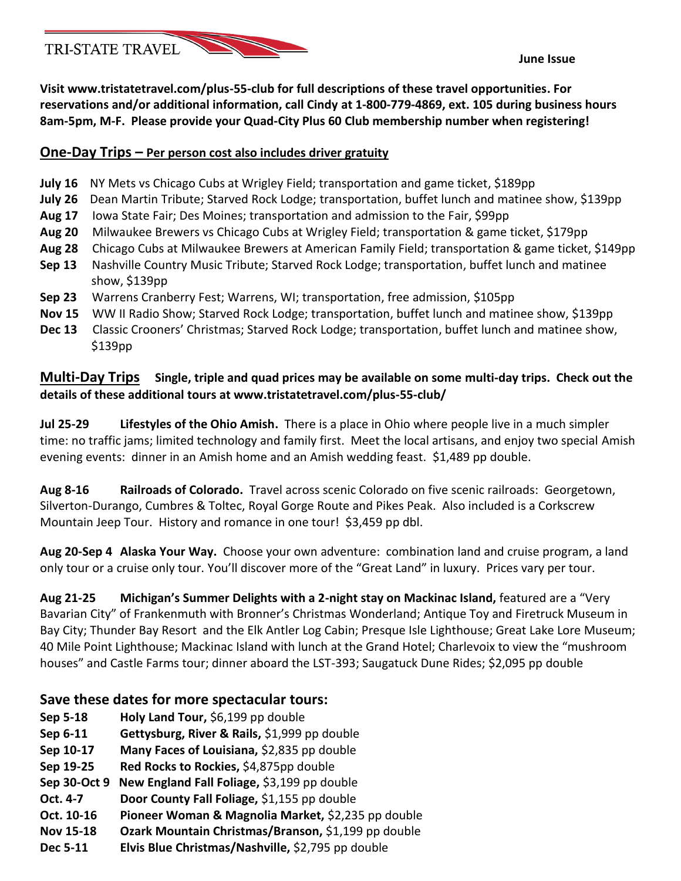TRI-STATE TRAVEL

**June Issue**

**Visit www.tristatetravel.com/plus-55-club for full descriptions of these travel opportunities. For reservations and/or additional information, call Cindy at 1-800-779-4869, ext. 105 during business hours 8am-5pm, M-F. Please provide your Quad-City Plus 60 Club membership number when registering!**

## One-Day Trips – Per person cost also includes driver gratuity

- **July 16** NY Mets vs Chicago Cubs at Wrigley Field; transportation and game ticket, $189pp
- **July 26** Dean Martin Tribute; Starved Rock Lodge; transportation, buffet lunch and matinee show, $139pp
- **Aug 17** Iowa State Fair; Des Moines; transportation and admission to the Fair, $99pp
- **Aug 20** Milwaukee Brewers vs Chicago Cubs at Wrigley Field; transportation & game ticket, $179pp
- **Aug 28** Chicago Cubs at Milwaukee Brewers at American Family Field; transportation & game ticket, $149pp
- **Sep 13** Nashville Country Music Tribute; Starved Rock Lodge; transportation, buffet lunch and matinee show, $139pp
- **Sep 23** Warrens Cranberry Fest; Warrens, WI; transportation, free admission, $105pp
- **Nov 15** WW II Radio Show; Starved Rock Lodge; transportation, buffet lunch and matinee show, $139pp
- **Dec 13** Classic Crooners' Christmas; Starved Rock Lodge; transportation, buffet lunch and matinee show, $139pp

## Multi-Day Trips **Single, triple and quad prices may be available on some multi-day trips. Check out the details of these additional tours at www.tristatetravel.com/plus-55-club/**

**Jul 25-29** **Lifestyles of the Ohio Amish.** There is a place in Ohio where people live in a much simpler time: no traffic jams; limited technology and family first. Meet the local artisans, and enjoy two special Amish evening events: dinner in an Amish home and an Amish wedding feast. $1,489 pp double.

**Aug 8-16** **Railroads of Colorado.** Travel across scenic Colorado on five scenic railroads: Georgetown, Silverton-Durango, Cumbres & Toltec, Royal Gorge Route and Pikes Peak. Also included is a Corkscrew Mountain Jeep Tour. History and romance in one tour! $3,459 pp dbl.

**Aug 20-Sep 4** **Alaska Your Way.** Choose your own adventure: combination land and cruise program, a land only tour or a cruise only tour. You'll discover more of the "Great Land" in luxury. Prices vary per tour.

**Aug 21-25** **Michigan's Summer Delights with a 2-night stay on Mackinac Island,** featured are a "Very Bavarian City" of Frankenmuth with Bronner's Christmas Wonderland; Antique Toy and Firetruck Museum in Bay City; Thunder Bay Resort and the Elk Antler Log Cabin; Presque Isle Lighthouse; Great Lake Lore Museum; 40 Mile Point Lighthouse; Mackinac Island with lunch at the Grand Hotel; Charlevoix to view the "mushroom houses" and Castle Farms tour; dinner aboard the LST-393; Saugatuck Dune Rides; $2,095 pp double

## Save these dates for more spectacular tours:

- **Sep 5-18** **Holy Land Tour,** $6,199 pp double
- **Sep 6-11** **Gettysburg, River & Rails,** $1,999 pp double
- **Sep 10-17** **Many Faces of Louisiana,** $2,835 pp double
- **Sep 19-25** **Red Rocks to Rockies,** $4,875pp double
- **Sep 30-Oct 9** **New England Fall Foliage,** $3,199 pp double
- **Oct. 4-7** **Door County Fall Foliage,** $1,155 pp double
- **Oct. 10-16** **Pioneer Woman & Magnolia Market,** $2,235 pp double
- **Nov 15-18** **Ozark Mountain Christmas/Branson,** $1,199 pp double
- **Dec 5-11** **Elvis Blue Christmas/Nashville,** $2,795 pp double